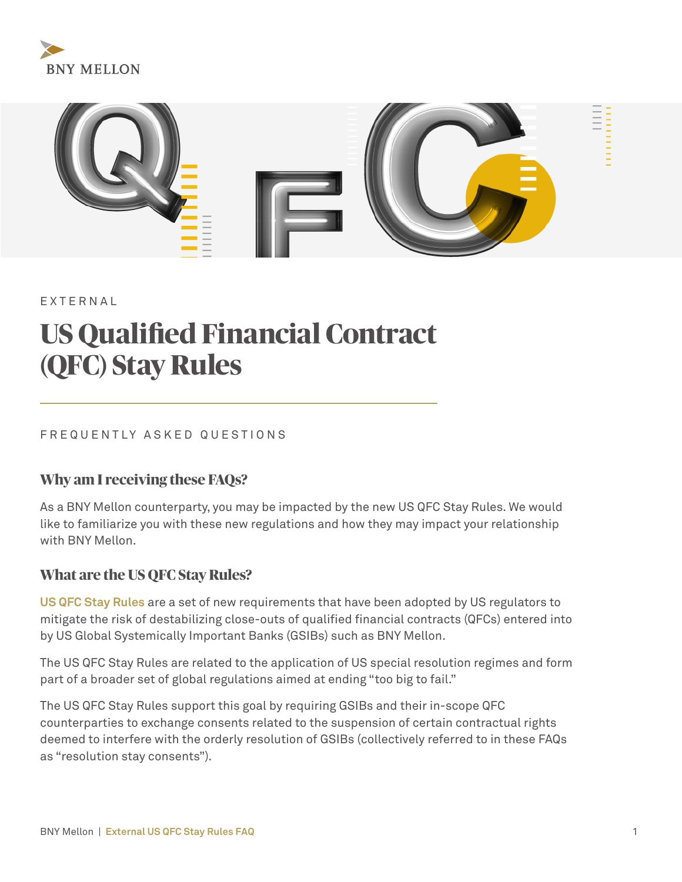BNY MELLON

EXTERNAL

# US Qualified Financial Contract (QFC) Stay Rules

FREQUENTLY ASKED QUESTIONS

## Why am I receiving these FAQs?

As a BNY Mellon counterparty, you may be impacted by the new US QFC Stay Rules. We would like to familiarize you with these new regulations and how they may impact your relationship with BNY Mellon.

## What are the US QFC Stay Rules?

US QFC Stay Rules are a set of new requirements that have been adopted by US regulators to mitigate the risk of destabilizing close-outs of qualified financial contracts (QFCs) entered into by US Global Systemically Important Banks (GSIBs) such as BNY Mellon.

The US QFC Stay Rules are related to the application of US special resolution regimes and form part of a broader set of global regulations aimed at ending "too big to fail."

The US QFC Stay Rules support this goal by requiring GSIBs and their in-scope QFC counterparties to exchange consents related to the suspension of certain contractual rights deemed to interfere with the orderly resolution of GSIBs (collectively referred to in these FAQs as "resolution stay consents").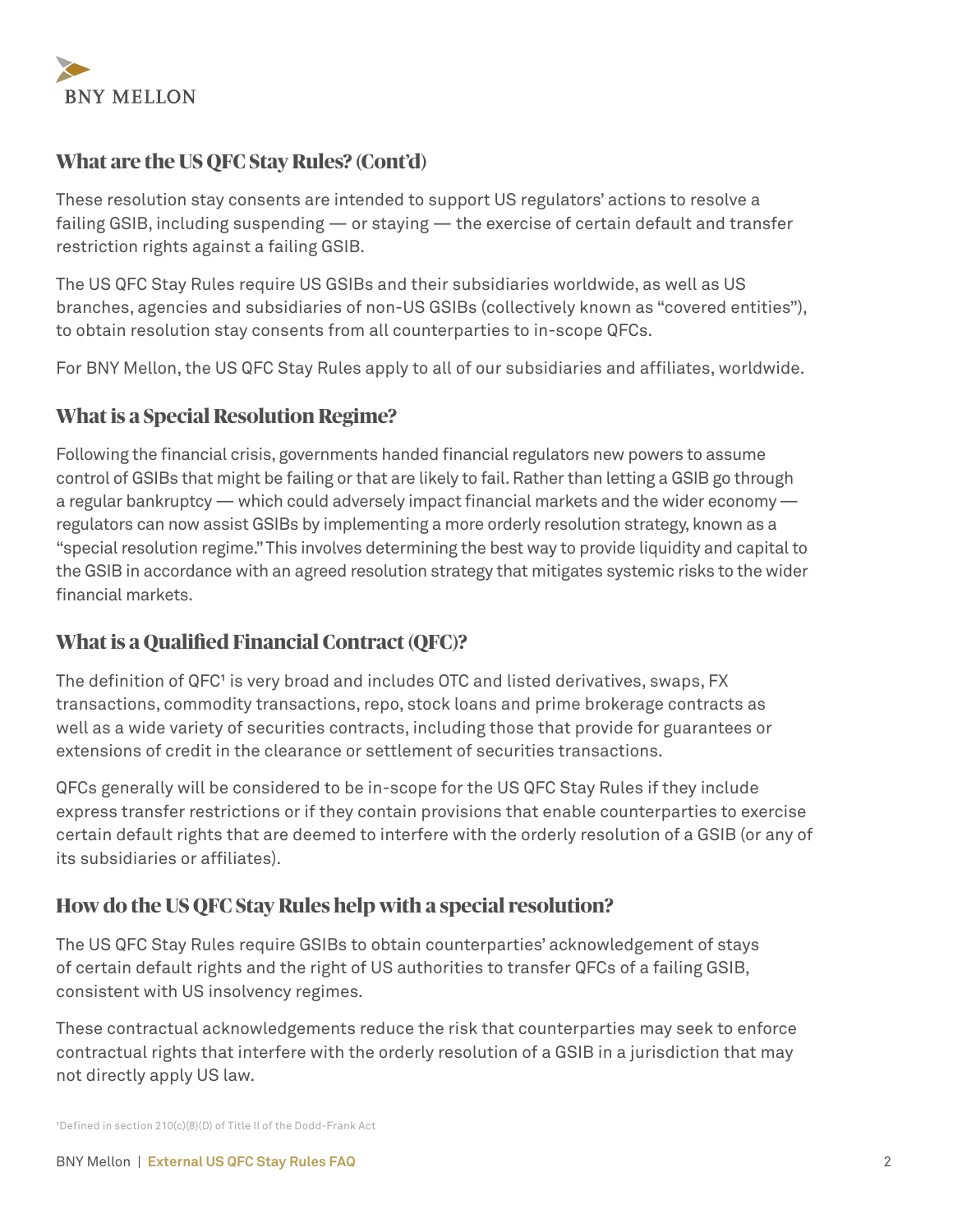## What are the US QFC Stay Rules? (Cont'd)

These resolution stay consents are intended to support US regulators' actions to resolve a failing GSIB, including suspending — or staying — the exercise of certain default and transfer restriction rights against a failing GSIB.

The US QFC Stay Rules require US GSIBs and their subsidiaries worldwide, as well as US branches, agencies and subsidiaries of non-US GSIBs (collectively known as "covered entities"), to obtain resolution stay consents from all counterparties to in-scope QFCs.

For BNY Mellon, the US QFC Stay Rules apply to all of our subsidiaries and affiliates, worldwide.

## What is a Special Resolution Regime?

Following the financial crisis, governments handed financial regulators new powers to assume control of GSIBs that might be failing or that are likely to fail. Rather than letting a GSIB go through a regular bankruptcy — which could adversely impact financial markets and the wider economy — regulators can now assist GSIBs by implementing a more orderly resolution strategy, known as a "special resolution regime." This involves determining the best way to provide liquidity and capital to the GSIB in accordance with an agreed resolution strategy that mitigates systemic risks to the wider financial markets.

## What is a Qualified Financial Contract (QFC)?

The definition of QFC[1] is very broad and includes OTC and listed derivatives, swaps, FX transactions, commodity transactions, repo, stock loans and prime brokerage contracts as well as a wide variety of securities contracts, including those that provide for guarantees or extensions of credit in the clearance or settlement of securities transactions.

QFCs generally will be considered to be in-scope for the US QFC Stay Rules if they include express transfer restrictions or if they contain provisions that enable counterparties to exercise certain default rights that are deemed to interfere with the orderly resolution of a GSIB (or any of its subsidiaries or affiliates).

## How do the US QFC Stay Rules help with a special resolution?

The US QFC Stay Rules require GSIBs to obtain counterparties' acknowledgement of stays of certain default rights and the right of US authorities to transfer QFCs of a failing GSIB, consistent with US insolvency regimes.

These contractual acknowledgements reduce the risk that counterparties may seek to enforce contractual rights that interfere with the orderly resolution of a GSIB in a jurisdiction that may not directly apply US law.

[1] Defined in section 210(c)(8)(D) of Title II of the Dodd-Frank Act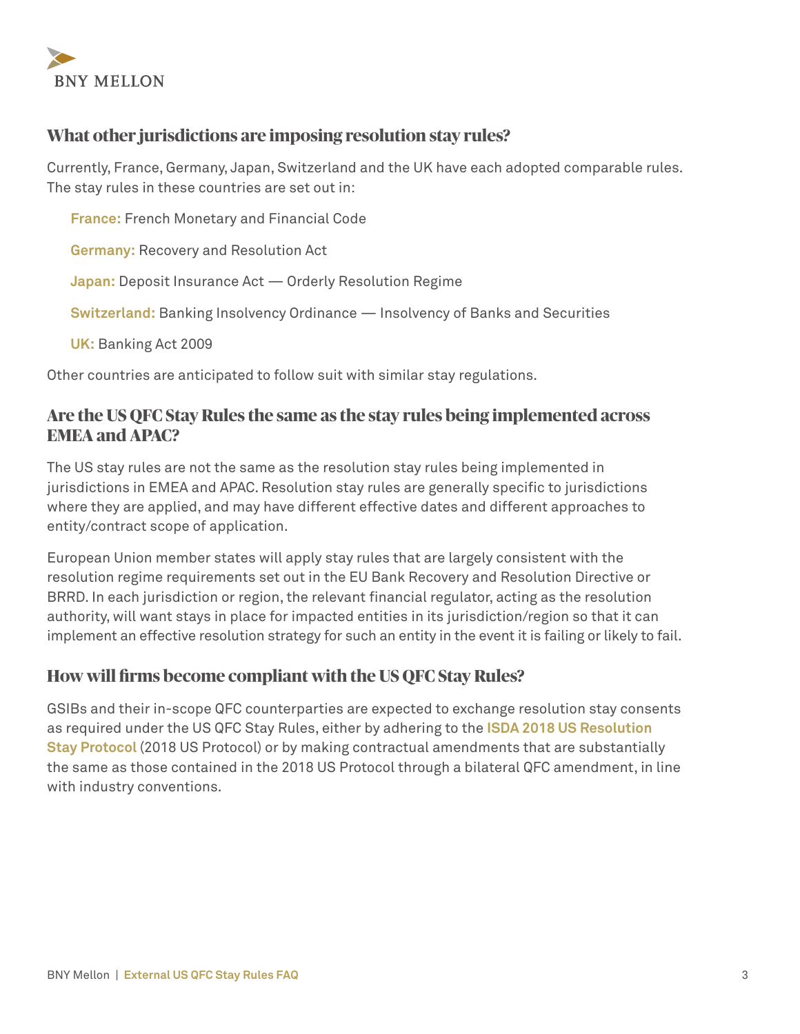## What other jurisdictions are imposing resolution stay rules?

Currently, France, Germany, Japan, Switzerland and the UK have each adopted comparable rules. The stay rules in these countries are set out in:

**France:** French Monetary and Financial Code

**Germany:** Recovery and Resolution Act

**Japan:** Deposit Insurance Act — Orderly Resolution Regime

**Switzerland:** Banking Insolvency Ordinance — Insolvency of Banks and Securities

**UK:** Banking Act 2009

Other countries are anticipated to follow suit with similar stay regulations.

## Are the US QFC Stay Rules the same as the stay rules being implemented across EMEA and APAC?

The US stay rules are not the same as the resolution stay rules being implemented in jurisdictions in EMEA and APAC. Resolution stay rules are generally specific to jurisdictions where they are applied, and may have different effective dates and different approaches to entity/contract scope of application.

European Union member states will apply stay rules that are largely consistent with the resolution regime requirements set out in the EU Bank Recovery and Resolution Directive or BRRD. In each jurisdiction or region, the relevant financial regulator, acting as the resolution authority, will want stays in place for impacted entities in its jurisdiction/region so that it can implement an effective resolution strategy for such an entity in the event it is failing or likely to fail.

## How will firms become compliant with the US QFC Stay Rules?

GSIBs and their in-scope QFC counterparties are expected to exchange resolution stay consents as required under the US QFC Stay Rules, either by adhering to the **ISDA 2018 US Resolution Stay Protocol** (2018 US Protocol) or by making contractual amendments that are substantially the same as those contained in the 2018 US Protocol through a bilateral QFC amendment, in line with industry conventions.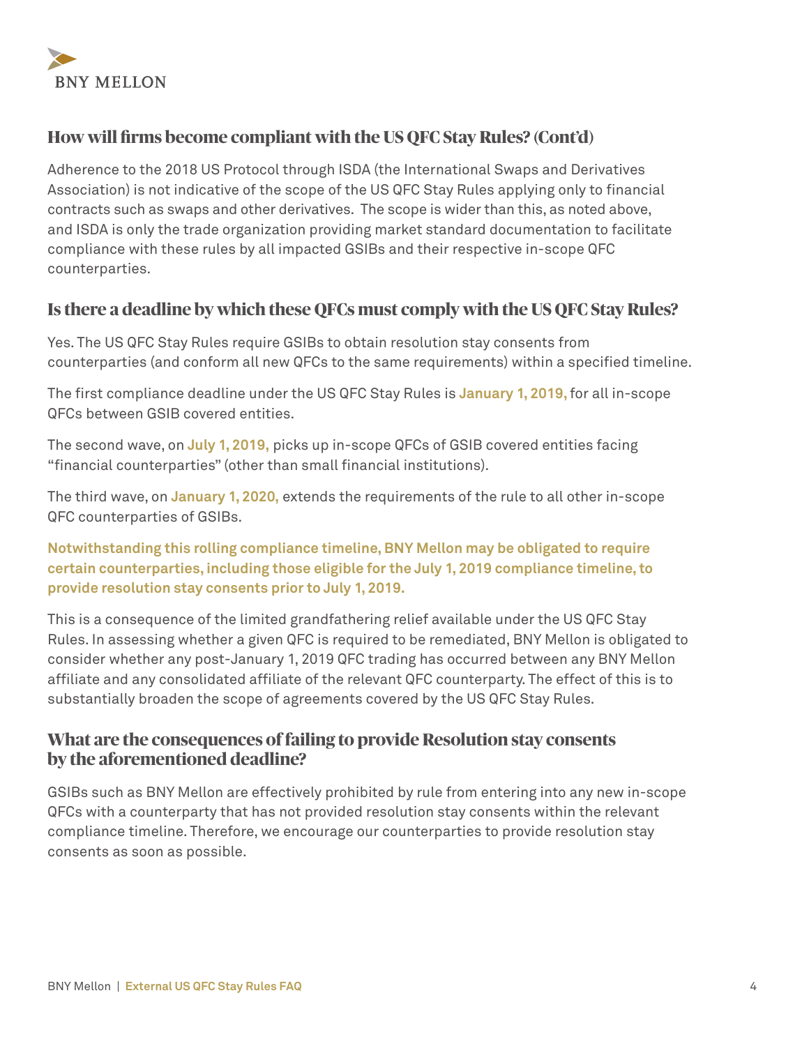## How will firms become compliant with the US QFC Stay Rules? (Cont'd)

Adherence to the 2018 US Protocol through ISDA (the International Swaps and Derivatives Association) is not indicative of the scope of the US QFC Stay Rules applying only to financial contracts such as swaps and other derivatives. The scope is wider than this, as noted above, and ISDA is only the trade organization providing market standard documentation to facilitate compliance with these rules by all impacted GSIBs and their respective in-scope QFC counterparties.

## Is there a deadline by which these QFCs must comply with the US QFC Stay Rules?

Yes. The US QFC Stay Rules require GSIBs to obtain resolution stay consents from counterparties (and conform all new QFCs to the same requirements) within a specified timeline.

The first compliance deadline under the US QFC Stay Rules is **January 1, 2019,** for all in-scope QFCs between GSIB covered entities.

The second wave, on **July 1, 2019,** picks up in-scope QFCs of GSIB covered entities facing "financial counterparties" (other than small financial institutions).

The third wave, on **January 1, 2020,** extends the requirements of the rule to all other in-scope QFC counterparties of GSIBs.

**Notwithstanding this rolling compliance timeline, BNY Mellon may be obligated to require certain counterparties, including those eligible for the July 1, 2019 compliance timeline, to provide resolution stay consents prior to July 1, 2019.**

This is a consequence of the limited grandfathering relief available under the US QFC Stay Rules. In assessing whether a given QFC is required to be remediated, BNY Mellon is obligated to consider whether any post-January 1, 2019 QFC trading has occurred between any BNY Mellon affiliate and any consolidated affiliate of the relevant QFC counterparty. The effect of this is to substantially broaden the scope of agreements covered by the US QFC Stay Rules.

## What are the consequences of failing to provide Resolution stay consents by the aforementioned deadline?

GSIBs such as BNY Mellon are effectively prohibited by rule from entering into any new in-scope QFCs with a counterparty that has not provided resolution stay consents within the relevant compliance timeline. Therefore, we encourage our counterparties to provide resolution stay consents as soon as possible.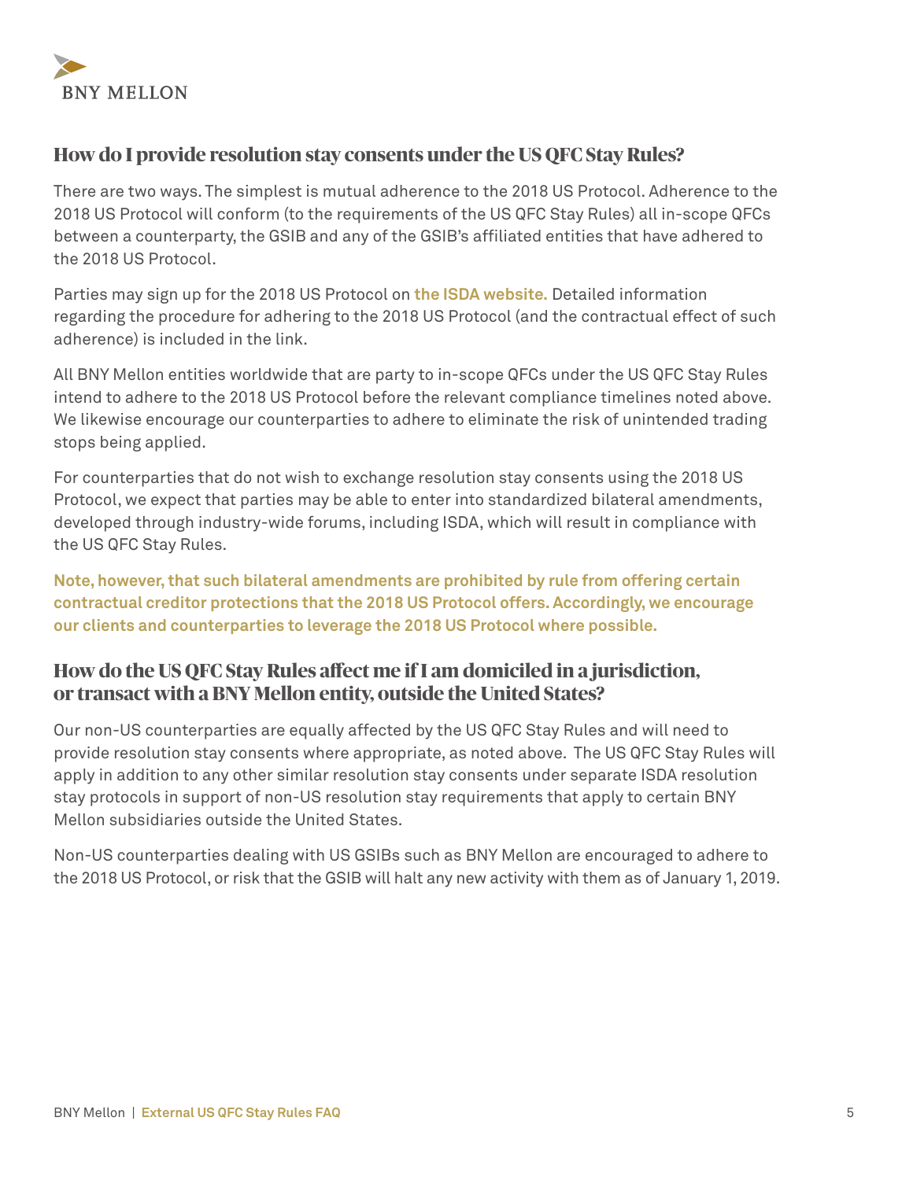## How do I provide resolution stay consents under the US QFC Stay Rules?

There are two ways. The simplest is mutual adherence to the 2018 US Protocol. Adherence to the 2018 US Protocol will conform (to the requirements of the US QFC Stay Rules) all in-scope QFCs between a counterparty, the GSIB and any of the GSIB's affiliated entities that have adhered to the 2018 US Protocol.

Parties may sign up for the 2018 US Protocol on **the ISDA website.** Detailed information regarding the procedure for adhering to the 2018 US Protocol (and the contractual effect of such adherence) is included in the link.

All BNY Mellon entities worldwide that are party to in-scope QFCs under the US QFC Stay Rules intend to adhere to the 2018 US Protocol before the relevant compliance timelines noted above. We likewise encourage our counterparties to adhere to eliminate the risk of unintended trading stops being applied.

For counterparties that do not wish to exchange resolution stay consents using the 2018 US Protocol, we expect that parties may be able to enter into standardized bilateral amendments, developed through industry-wide forums, including ISDA, which will result in compliance with the US QFC Stay Rules.

**Note, however, that such bilateral amendments are prohibited by rule from offering certain contractual creditor protections that the 2018 US Protocol offers. Accordingly, we encourage our clients and counterparties to leverage the 2018 US Protocol where possible.**

## How do the US QFC Stay Rules affect me if I am domiciled in a jurisdiction, or transact with a BNY Mellon entity, outside the United States?

Our non-US counterparties are equally affected by the US QFC Stay Rules and will need to provide resolution stay consents where appropriate, as noted above. The US QFC Stay Rules will apply in addition to any other similar resolution stay consents under separate ISDA resolution stay protocols in support of non-US resolution stay requirements that apply to certain BNY Mellon subsidiaries outside the United States.

Non-US counterparties dealing with US GSIBs such as BNY Mellon are encouraged to adhere to the 2018 US Protocol, or risk that the GSIB will halt any new activity with them as of January 1, 2019.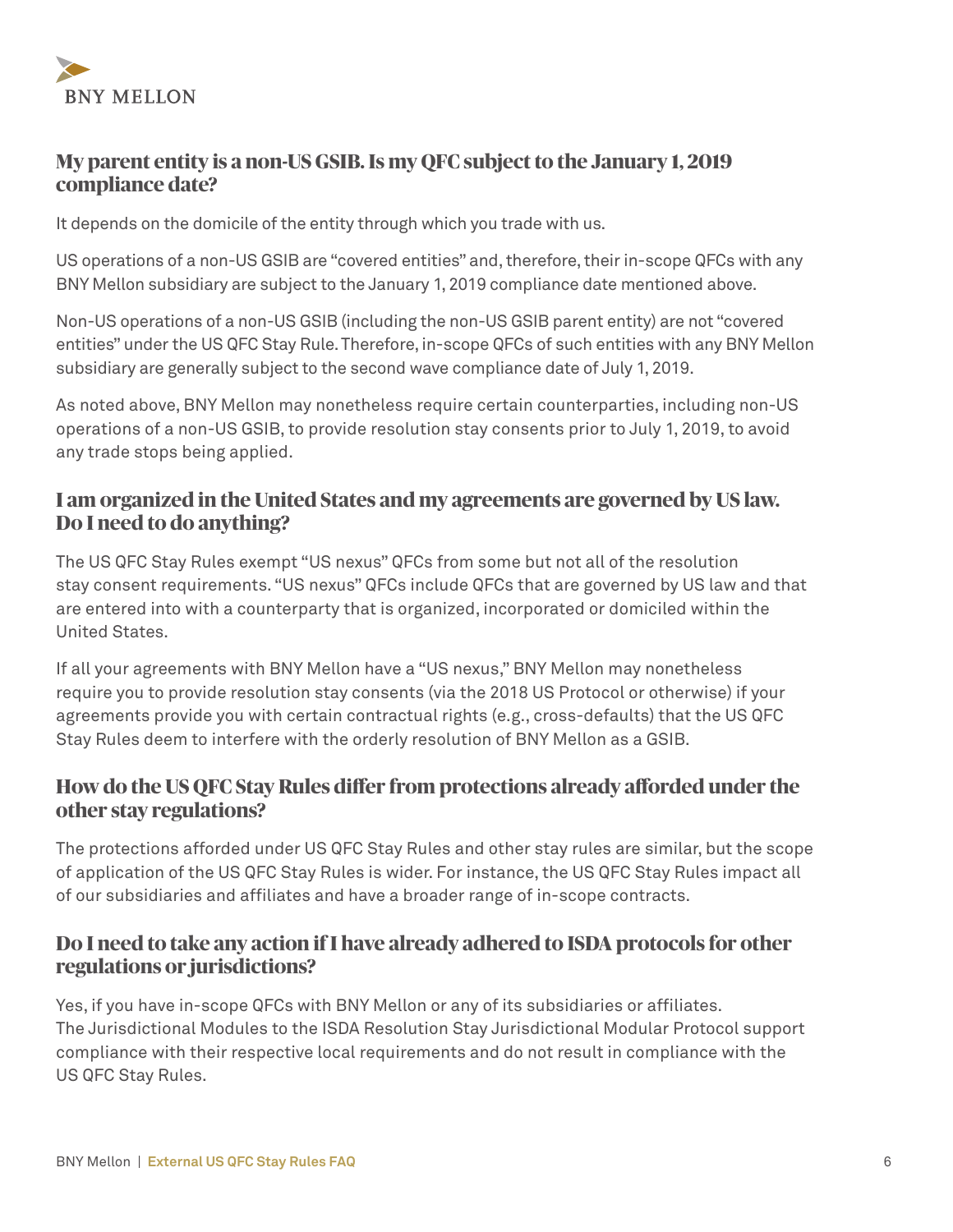## My parent entity is a non-US GSIB. Is my QFC subject to the January 1, 2019 compliance date?

It depends on the domicile of the entity through which you trade with us.

US operations of a non-US GSIB are "covered entities" and, therefore, their in-scope QFCs with any BNY Mellon subsidiary are subject to the January 1, 2019 compliance date mentioned above.

Non-US operations of a non-US GSIB (including the non-US GSIB parent entity) are not "covered entities" under the US QFC Stay Rule. Therefore, in-scope QFCs of such entities with any BNY Mellon subsidiary are generally subject to the second wave compliance date of July 1, 2019.

As noted above, BNY Mellon may nonetheless require certain counterparties, including non-US operations of a non-US GSIB, to provide resolution stay consents prior to July 1, 2019, to avoid any trade stops being applied.

## I am organized in the United States and my agreements are governed by US law. Do I need to do anything?

The US QFC Stay Rules exempt "US nexus" QFCs from some but not all of the resolution stay consent requirements. "US nexus" QFCs include QFCs that are governed by US law and that are entered into with a counterparty that is organized, incorporated or domiciled within the United States.

If all your agreements with BNY Mellon have a "US nexus," BNY Mellon may nonetheless require you to provide resolution stay consents (via the 2018 US Protocol or otherwise) if your agreements provide you with certain contractual rights (e.g., cross-defaults) that the US QFC Stay Rules deem to interfere with the orderly resolution of BNY Mellon as a GSIB.

## How do the US QFC Stay Rules differ from protections already afforded under the other stay regulations?

The protections afforded under US QFC Stay Rules and other stay rules are similar, but the scope of application of the US QFC Stay Rules is wider. For instance, the US QFC Stay Rules impact all of our subsidiaries and affiliates and have a broader range of in-scope contracts.

## Do I need to take any action if I have already adhered to ISDA protocols for other regulations or jurisdictions?

Yes, if you have in-scope QFCs with BNY Mellon or any of its subsidiaries or affiliates. The Jurisdictional Modules to the ISDA Resolution Stay Jurisdictional Modular Protocol support compliance with their respective local requirements and do not result in compliance with the US QFC Stay Rules.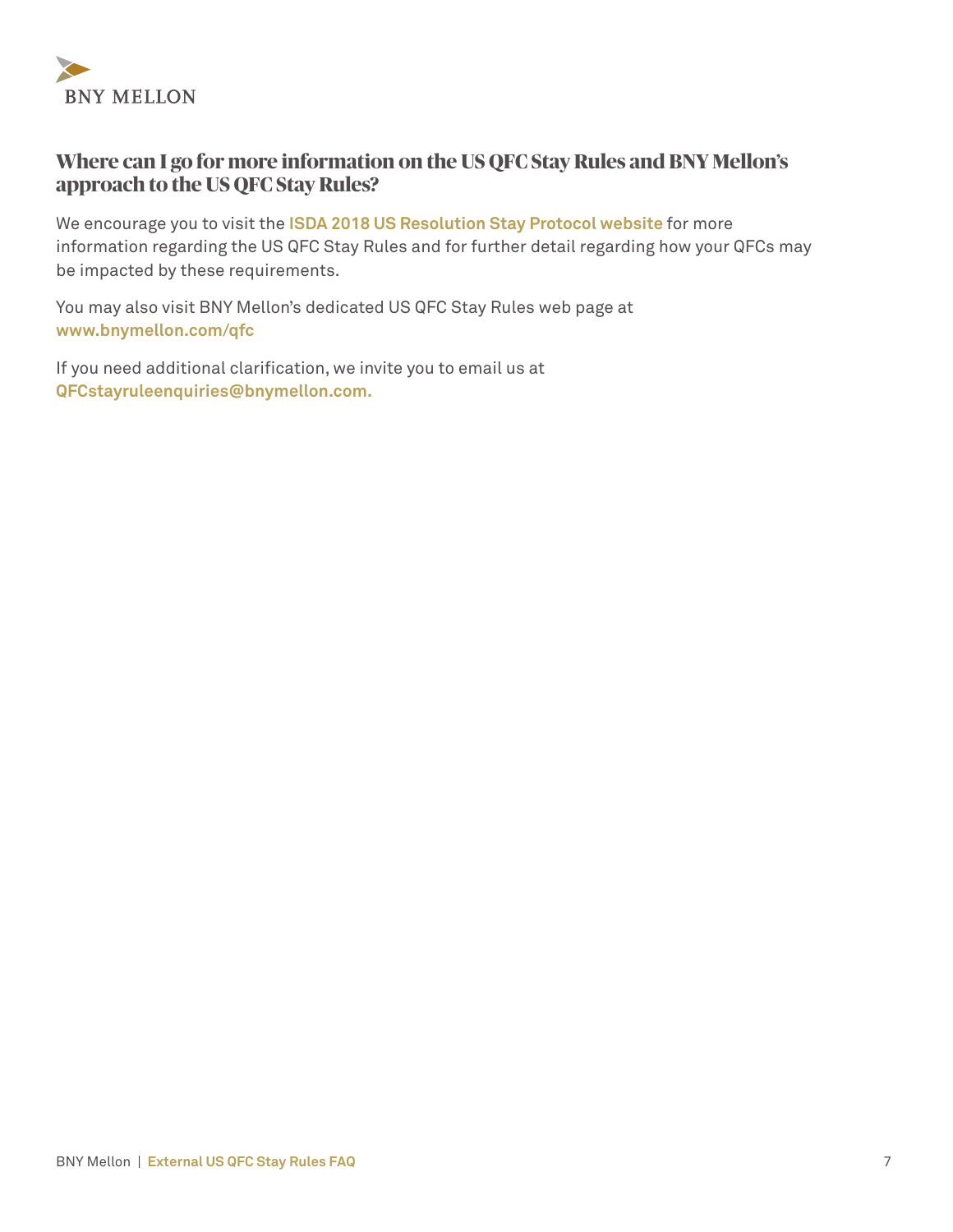## Where can I go for more information on the US QFC Stay Rules and BNY Mellon's approach to the US QFC Stay Rules?

We encourage you to visit the **ISDA 2018 US Resolution Stay Protocol website** for more information regarding the US QFC Stay Rules and for further detail regarding how your QFCs may be impacted by these requirements.

You may also visit BNY Mellon's dedicated US QFC Stay Rules web page at **www.bnymellon.com/qfc**

If you need additional clarification, we invite you to email us at **QFCstayruleenquiries@bnymellon.com.**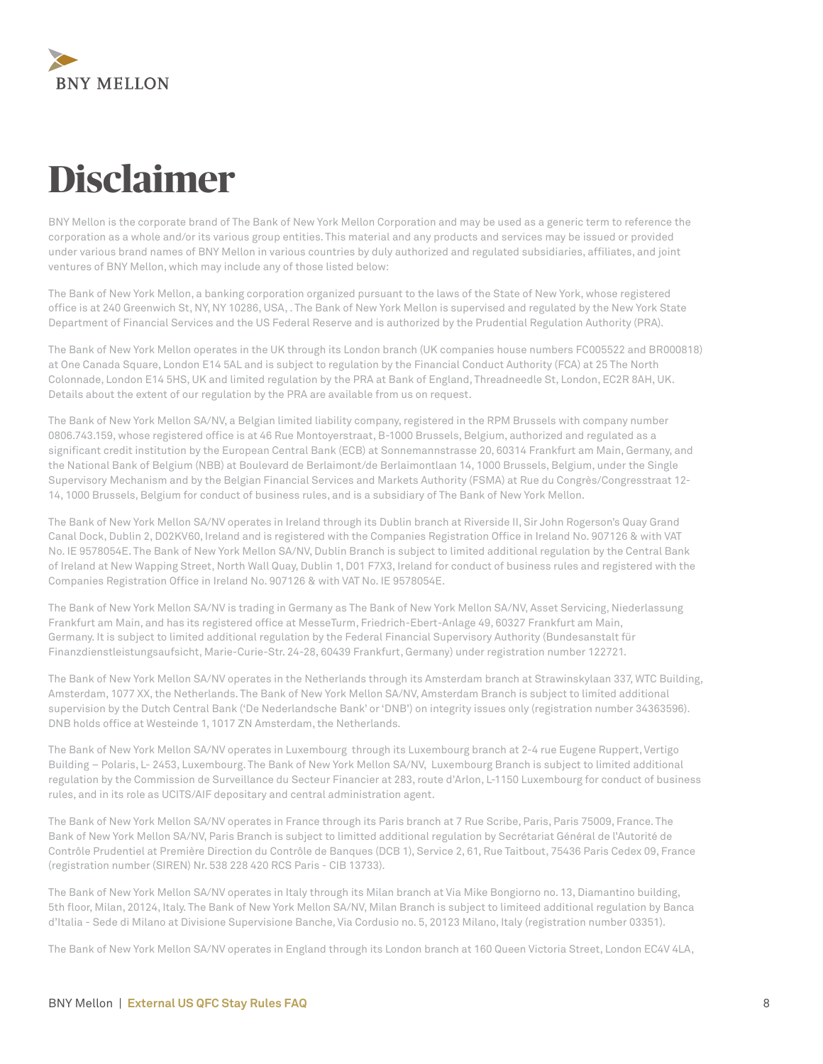# Disclaimer

BNY Mellon is the corporate brand of The Bank of New York Mellon Corporation and may be used as a generic term to reference the corporation as a whole and/or its various group entities. This material and any products and services may be issued or provided under various brand names of BNY Mellon in various countries by duly authorized and regulated subsidiaries, affiliates, and joint ventures of BNY Mellon, which may include any of those listed below:

The Bank of New York Mellon, a banking corporation organized pursuant to the laws of the State of New York, whose registered office is at 240 Greenwich St, NY, NY 10286, USA, . The Bank of New York Mellon is supervised and regulated by the New York State Department of Financial Services and the US Federal Reserve and is authorized by the Prudential Regulation Authority (PRA).

The Bank of New York Mellon operates in the UK through its London branch (UK companies house numbers FC005522 and BR000818) at One Canada Square, London E14 5AL and is subject to regulation by the Financial Conduct Authority (FCA) at 25 The North Colonnade, London E14 5HS, UK and limited regulation by the PRA at Bank of England, Threadneedle St, London, EC2R 8AH, UK. Details about the extent of our regulation by the PRA are available from us on request.

The Bank of New York Mellon SA/NV, a Belgian limited liability company, registered in the RPM Brussels with company number 0806.743.159, whose registered office is at 46 Rue Montoyerstraat, B-1000 Brussels, Belgium, authorized and regulated as a significant credit institution by the European Central Bank (ECB) at Sonnemannstrasse 20, 60314 Frankfurt am Main, Germany, and the National Bank of Belgium (NBB) at Boulevard de Berlaimont/de Berlaimontlaan 14, 1000 Brussels, Belgium, under the Single Supervisory Mechanism and by the Belgian Financial Services and Markets Authority (FSMA) at Rue du Congrès/Congresstraat 12-14, 1000 Brussels, Belgium for conduct of business rules, and is a subsidiary of The Bank of New York Mellon.

The Bank of New York Mellon SA/NV operates in Ireland through its Dublin branch at Riverside II, Sir John Rogerson's Quay Grand Canal Dock, Dublin 2, D02KV60, Ireland and is registered with the Companies Registration Office in Ireland No. 907126 & with VAT No. IE 9578054E. The Bank of New York Mellon SA/NV, Dublin Branch is subject to limited additional regulation by the Central Bank of Ireland at New Wapping Street, North Wall Quay, Dublin 1, D01 F7X3, Ireland for conduct of business rules and registered with the Companies Registration Office in Ireland No. 907126 & with VAT No. IE 9578054E.

The Bank of New York Mellon SA/NV is trading in Germany as The Bank of New York Mellon SA/NV, Asset Servicing, Niederlassung Frankfurt am Main, and has its registered office at MesseTurm, Friedrich-Ebert-Anlage 49, 60327 Frankfurt am Main, Germany. It is subject to limited additional regulation by the Federal Financial Supervisory Authority (Bundesanstalt für Finanzdienstleistungsaufsicht, Marie-Curie-Str. 24-28, 60439 Frankfurt, Germany) under registration number 122721.

The Bank of New York Mellon SA/NV operates in the Netherlands through its Amsterdam branch at Strawinskylaan 337, WTC Building, Amsterdam, 1077 XX, the Netherlands. The Bank of New York Mellon SA/NV, Amsterdam Branch is subject to limited additional supervision by the Dutch Central Bank ('De Nederlandsche Bank' or 'DNB') on integrity issues only (registration number 34363596). DNB holds office at Westeinde 1, 1017 ZN Amsterdam, the Netherlands.

The Bank of New York Mellon SA/NV operates in Luxembourg through its Luxembourg branch at 2-4 rue Eugene Ruppert, Vertigo Building – Polaris, L- 2453, Luxembourg. The Bank of New York Mellon SA/NV, Luxembourg Branch is subject to limited additional regulation by the Commission de Surveillance du Secteur Financier at 283, route d'Arlon, L-1150 Luxembourg for conduct of business rules, and in its role as UCITS/AIF depositary and central administration agent.

The Bank of New York Mellon SA/NV operates in France through its Paris branch at 7 Rue Scribe, Paris, Paris 75009, France. The Bank of New York Mellon SA/NV, Paris Branch is subject to limitted additional regulation by Secrétariat Général de l'Autorité de Contrôle Prudentiel at Première Direction du Contrôle de Banques (DCB 1), Service 2, 61, Rue Taitbout, 75436 Paris Cedex 09, France (registration number (SIREN) Nr. 538 228 420 RCS Paris - CIB 13733).

The Bank of New York Mellon SA/NV operates in Italy through its Milan branch at Via Mike Bongiorno no. 13, Diamantino building, 5th floor, Milan, 20124, Italy. The Bank of New York Mellon SA/NV, Milan Branch is subject to limiteed additional regulation by Banca d'Italia - Sede di Milano at Divisione Supervisione Banche, Via Cordusio no. 5, 20123 Milano, Italy (registration number 03351).

The Bank of New York Mellon SA/NV operates in England through its London branch at 160 Queen Victoria Street, London EC4V 4LA,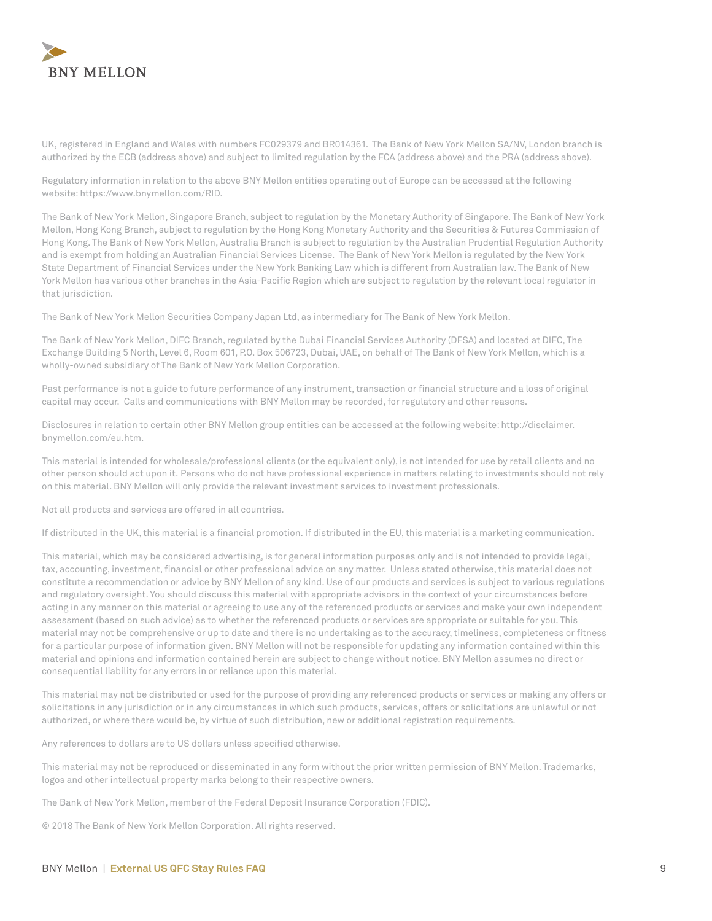UK, registered in England and Wales with numbers FC029379 and BR014361. The Bank of New York Mellon SA/NV, London branch is authorized by the ECB (address above) and subject to limited regulation by the FCA (address above) and the PRA (address above).

Regulatory information in relation to the above BNY Mellon entities operating out of Europe can be accessed at the following website: https://www.bnymellon.com/RID.

The Bank of New York Mellon, Singapore Branch, subject to regulation by the Monetary Authority of Singapore. The Bank of New York Mellon, Hong Kong Branch, subject to regulation by the Hong Kong Monetary Authority and the Securities & Futures Commission of Hong Kong. The Bank of New York Mellon, Australia Branch is subject to regulation by the Australian Prudential Regulation Authority and is exempt from holding an Australian Financial Services License. The Bank of New York Mellon is regulated by the New York State Department of Financial Services under the New York Banking Law which is different from Australian law. The Bank of New York Mellon has various other branches in the Asia-Pacific Region which are subject to regulation by the relevant local regulator in that jurisdiction.

The Bank of New York Mellon Securities Company Japan Ltd, as intermediary for The Bank of New York Mellon.

The Bank of New York Mellon, DIFC Branch, regulated by the Dubai Financial Services Authority (DFSA) and located at DIFC, The Exchange Building 5 North, Level 6, Room 601, P.O. Box 506723, Dubai, UAE, on behalf of The Bank of New York Mellon, which is a wholly-owned subsidiary of The Bank of New York Mellon Corporation.

Past performance is not a guide to future performance of any instrument, transaction or financial structure and a loss of original capital may occur. Calls and communications with BNY Mellon may be recorded, for regulatory and other reasons.

Disclosures in relation to certain other BNY Mellon group entities can be accessed at the following website: http://disclaimer.bnymellon.com/eu.htm.

This material is intended for wholesale/professional clients (or the equivalent only), is not intended for use by retail clients and no other person should act upon it. Persons who do not have professional experience in matters relating to investments should not rely on this material. BNY Mellon will only provide the relevant investment services to investment professionals.

Not all products and services are offered in all countries.

If distributed in the UK, this material is a financial promotion. If distributed in the EU, this material is a marketing communication.

This material, which may be considered advertising, is for general information purposes only and is not intended to provide legal, tax, accounting, investment, financial or other professional advice on any matter. Unless stated otherwise, this material does not constitute a recommendation or advice by BNY Mellon of any kind. Use of our products and services is subject to various regulations and regulatory oversight. You should discuss this material with appropriate advisors in the context of your circumstances before acting in any manner on this material or agreeing to use any of the referenced products or services and make your own independent assessment (based on such advice) as to whether the referenced products or services are appropriate or suitable for you. This material may not be comprehensive or up to date and there is no undertaking as to the accuracy, timeliness, completeness or fitness for a particular purpose of information given. BNY Mellon will not be responsible for updating any information contained within this material and opinions and information contained herein are subject to change without notice. BNY Mellon assumes no direct or consequential liability for any errors in or reliance upon this material.

This material may not be distributed or used for the purpose of providing any referenced products or services or making any offers or solicitations in any jurisdiction or in any circumstances in which such products, services, offers or solicitations are unlawful or not authorized, or where there would be, by virtue of such distribution, new or additional registration requirements.

Any references to dollars are to US dollars unless specified otherwise.

This material may not be reproduced or disseminated in any form without the prior written permission of BNY Mellon. Trademarks, logos and other intellectual property marks belong to their respective owners.

The Bank of New York Mellon, member of the Federal Deposit Insurance Corporation (FDIC).

© 2018 The Bank of New York Mellon Corporation. All rights reserved.